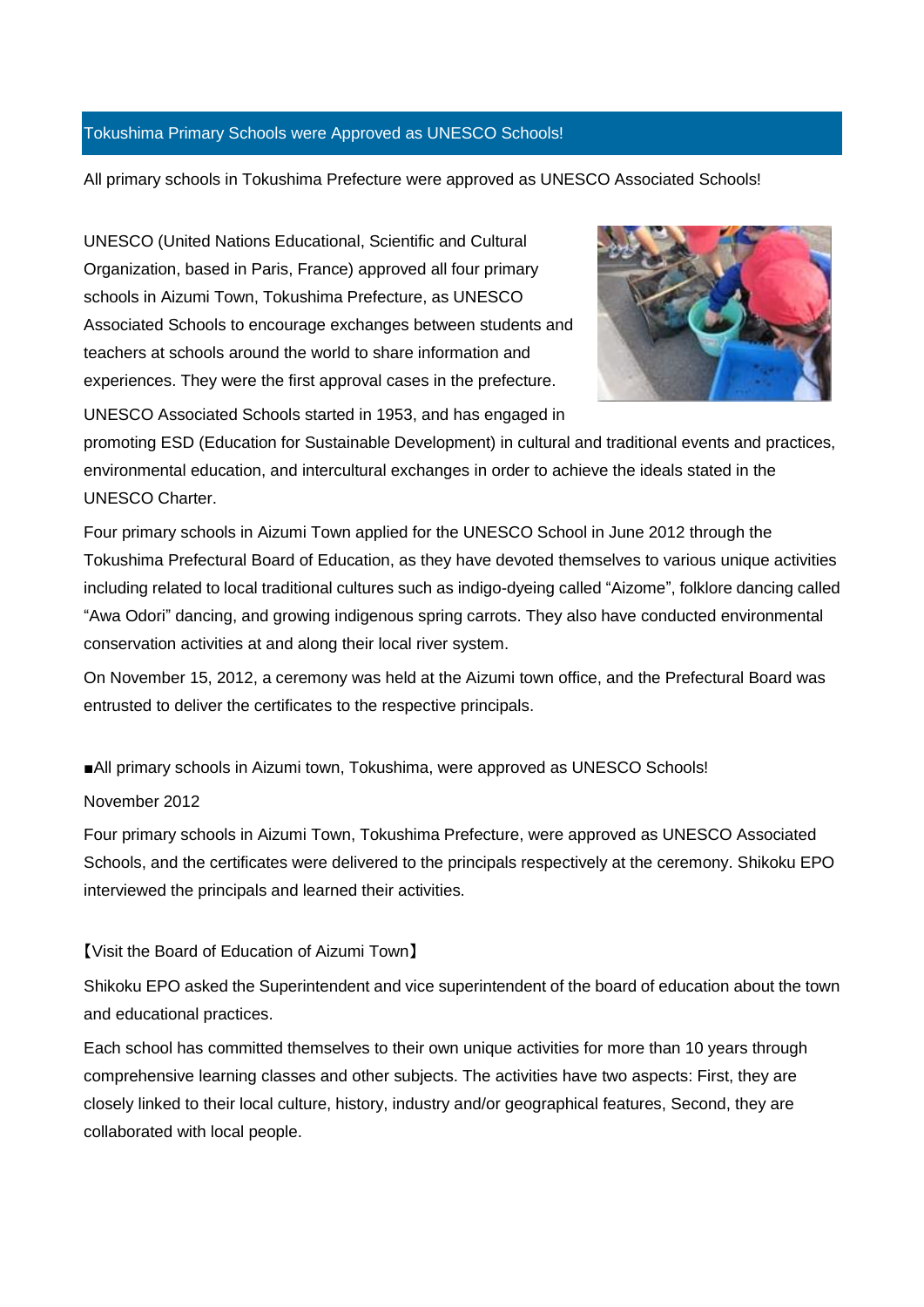## Tokushima Primary Schools were Approved as UNESCO Schools!

All primary schools in Tokushima Prefecture were approved as UNESCO Associated Schools!

UNESCO (United Nations Educational, Scientific and Cultural Organization, based in Paris, France) approved all four primary schools in Aizumi Town, Tokushima Prefecture, as UNESCO Associated Schools to encourage exchanges between students and teachers at schools around the world to share information and experiences. They were the first approval cases in the prefecture.

UNESCO Associated Schools started in 1953, and has engaged in promoting ESD (Education for Sustainable Development) in cultural and traditional events and practices, environmental education, and intercultural exchanges in order to achieve the ideals stated in the UNESCO Charter.

Four primary schools in Aizumi Town applied for the UNESCO School in June 2012 through the Tokushima Prefectural Board of Education, as they have devoted themselves to various unique activities including related to local traditional cultures such as indigo-dyeing called "Aizome", folklore dancing called "Awa Odori" dancing, and growing indigenous spring carrots. They also have conducted environmental conservation activities at and along their local river system.

On November 15, 2012, a ceremony was held at the Aizumi town office, and the Prefectural Board was entrusted to deliver the certificates to the respective principals.

■All primary schools in Aizumi town, Tokushima, were approved as UNESCO Schools!

November 2012

Four primary schools in Aizumi Town, Tokushima Prefecture, were approved as UNESCO Associated Schools, and the certificates were delivered to the principals respectively at the ceremony. Shikoku EPO interviewed the principals and learned their activities.

【Visit the Board of Education of Aizumi Town】

Shikoku EPO asked the Superintendent and vice superintendent of the board of education about the town and educational practices.

Each school has committed themselves to their own unique activities for more than 10 years through comprehensive learning classes and other subjects. The activities have two aspects: First, they are closely linked to their local culture, history, industry and/or geographical features, Second, they are collaborated with local people.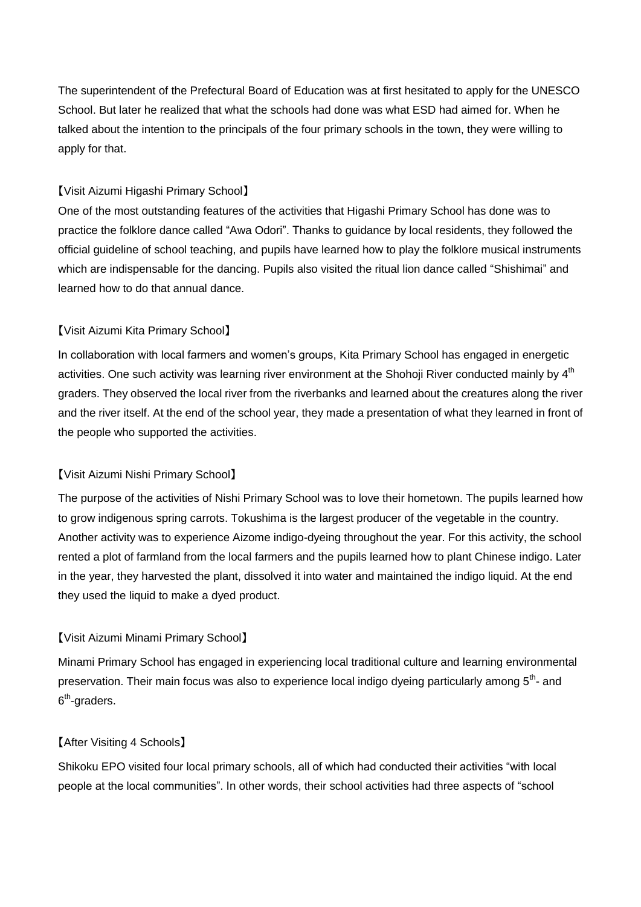The superintendent of the Prefectural Board of Education was at first hesitated to apply for the UNESCO School. But later he realized that what the schools had done was what ESD had aimed for. When he talked about the intention to the principals of the four primary schools in the town, they were willing to apply for that.

【Visit Aizumi Higashi Primary School】

One of the most outstanding features of the activities that Higashi Primary School has done was to practice the folklore dance called “Awa Odori”. Thanks to guidance by local residents, they followed the official guideline of school teaching, and pupils have learned how to play the folklore musical instruments which are indispensable for the dancing. Pupils also visited the ritual lion dance called “Shishimai” and learned how to do that annual dance.

【Visit Aizumi Kita Primary School】

In collaboration with local farmers and women’s groups, Kita Primary School has engaged in energetic activities. One such activity was learning river environment at the Shohoji River conducted mainly by 4th graders. They observed the local river from the riverbanks and learned about the creatures along the river and the river itself. At the end of the school year, they made a presentation of what they learned in front of the people who supported the activities.

【Visit Aizumi Nishi Primary School】

The purpose of the activities of Nishi Primary School was to love their hometown. The pupils learned how to grow indigenous spring carrots. Tokushima is the largest producer of the vegetable in the country. Another activity was to experience Aizome indigo-dyeing throughout the year. For this activity, the school rented a plot of farmland from the local farmers and the pupils learned how to plant Chinese indigo. Later in the year, they harvested the plant, dissolved it into water and maintained the indigo liquid. At the end they used the liquid to make a dyed product.

【Visit Aizumi Minami Primary School】

Minami Primary School has engaged in experiencing local traditional culture and learning environmental preservation. Their main focus was also to experience local indigo dyeing particularly among 5th- and 6th-graders.

【After Visiting 4 Schools】

Shikoku EPO visited four local primary schools, all of which had conducted their activities “with local people at the local communities”. In other words, their school activities had three aspects of “school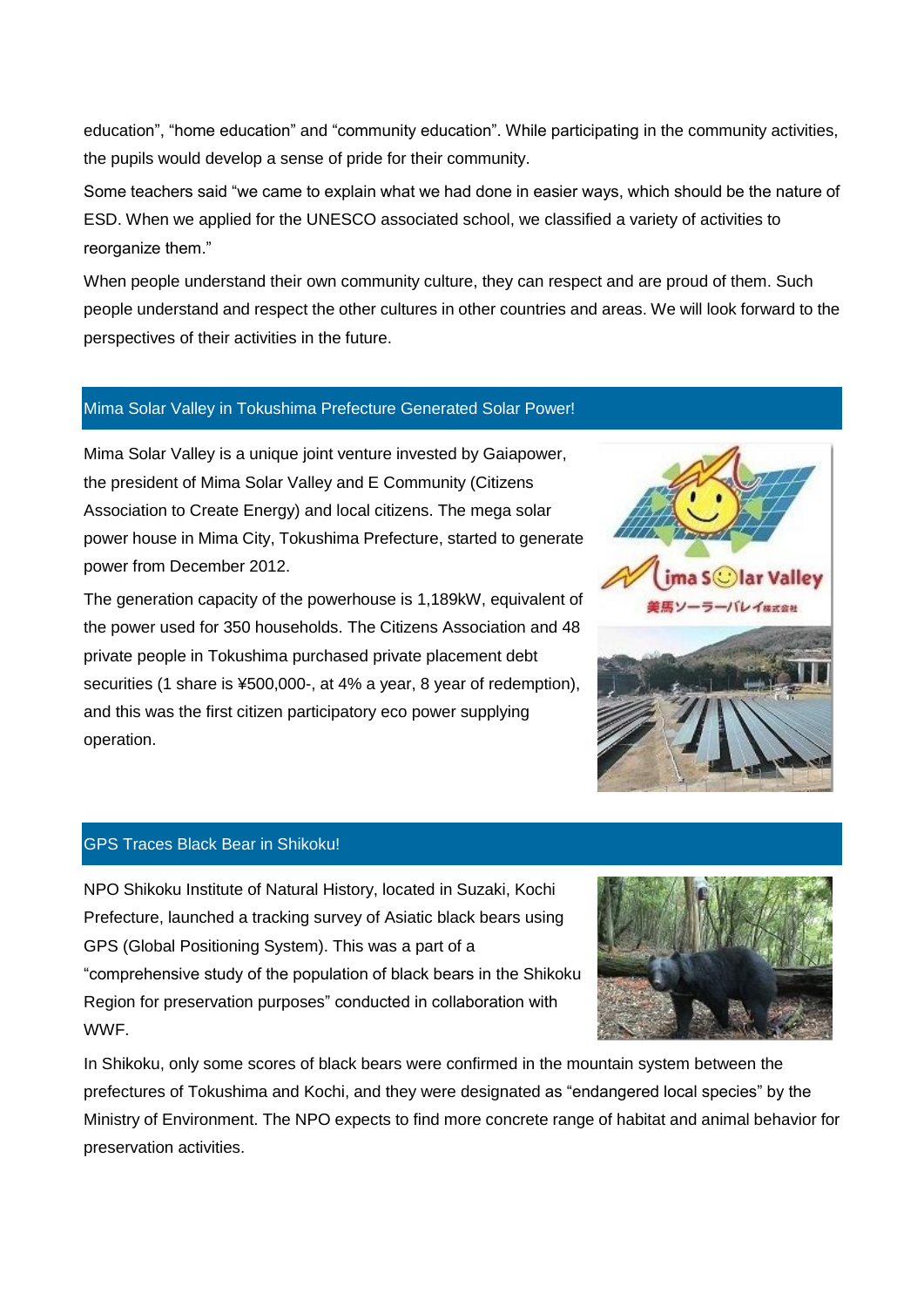education", "home education" and "community education". While participating in the community activities, the pupils would develop a sense of pride for their community.

Some teachers said "we came to explain what we had done in easier ways, which should be the nature of ESD. When we applied for the UNESCO associated school, we classified a variety of activities to reorganize them."

When people understand their own community culture, they can respect and are proud of them. Such people understand and respect the other cultures in other countries and areas. We will look forward to the perspectives of their activities in the future.

## Mima Solar Valley in Tokushima Prefecture Generated Solar Power!

Mima Solar Valley is a unique joint venture invested by Gaiapower, the president of Mima Solar Valley and E Community (Citizens Association to Create Energy) and local citizens. The mega solar power house in Mima City, Tokushima Prefecture, started to generate power from December 2012.

The generation capacity of the powerhouse is 1,189kW, equivalent of the power used for 350 households. The Citizens Association and 48 private people in Tokushima purchased private placement debt securities (1 share is ¥500,000-, at 4% a year, 8 year of redemption), and this was the first citizen participatory eco power supplying operation.

## GPS Traces Black Bear in Shikoku!

NPO Shikoku Institute of Natural History, located in Suzaki, Kochi Prefecture, launched a tracking survey of Asiatic black bears using GPS (Global Positioning System). This was a part of a "comprehensive study of the population of black bears in the Shikoku Region for preservation purposes" conducted in collaboration with WWF.

In Shikoku, only some scores of black bears were confirmed in the mountain system between the prefectures of Tokushima and Kochi, and they were designated as "endangered local species" by the Ministry of Environment. The NPO expects to find more concrete range of habitat and animal behavior for preservation activities.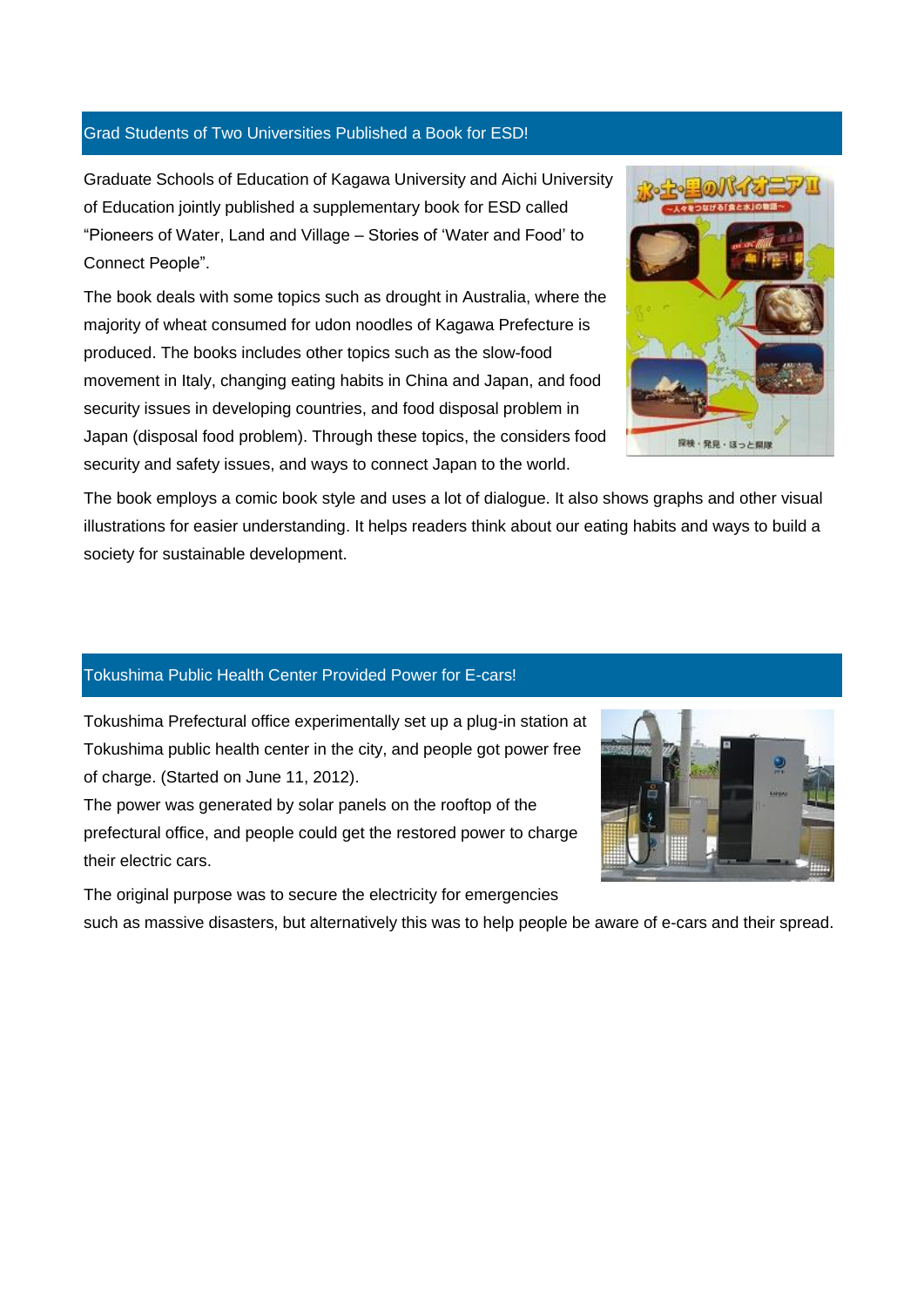## Grad Students of Two Universities Published a Book for ESD!

Graduate Schools of Education of Kagawa University and Aichi University of Education jointly published a supplementary book for ESD called "Pioneers of Water, Land and Village – Stories of 'Water and Food' to Connect People".

The book deals with some topics such as drought in Australia, where the majority of wheat consumed for udon noodles of Kagawa Prefecture is produced. The books includes other topics such as the slow-food movement in Italy, changing eating habits in China and Japan, and food security issues in developing countries, and food disposal problem in Japan (disposal food problem). Through these topics, the considers food security and safety issues, and ways to connect Japan to the world.

The book employs a comic book style and uses a lot of dialogue. It also shows graphs and other visual illustrations for easier understanding. It helps readers think about our eating habits and ways to build a society for sustainable development.

## Tokushima Public Health Center Provided Power for E-cars!

Tokushima Prefectural office experimentally set up a plug-in station at Tokushima public health center in the city, and people got power free of charge. (Started on June 11, 2012).

The power was generated by solar panels on the rooftop of the prefectural office, and people could get the restored power to charge their electric cars.

The original purpose was to secure the electricity for emergencies such as massive disasters, but alternatively this was to help people be aware of e-cars and their spread.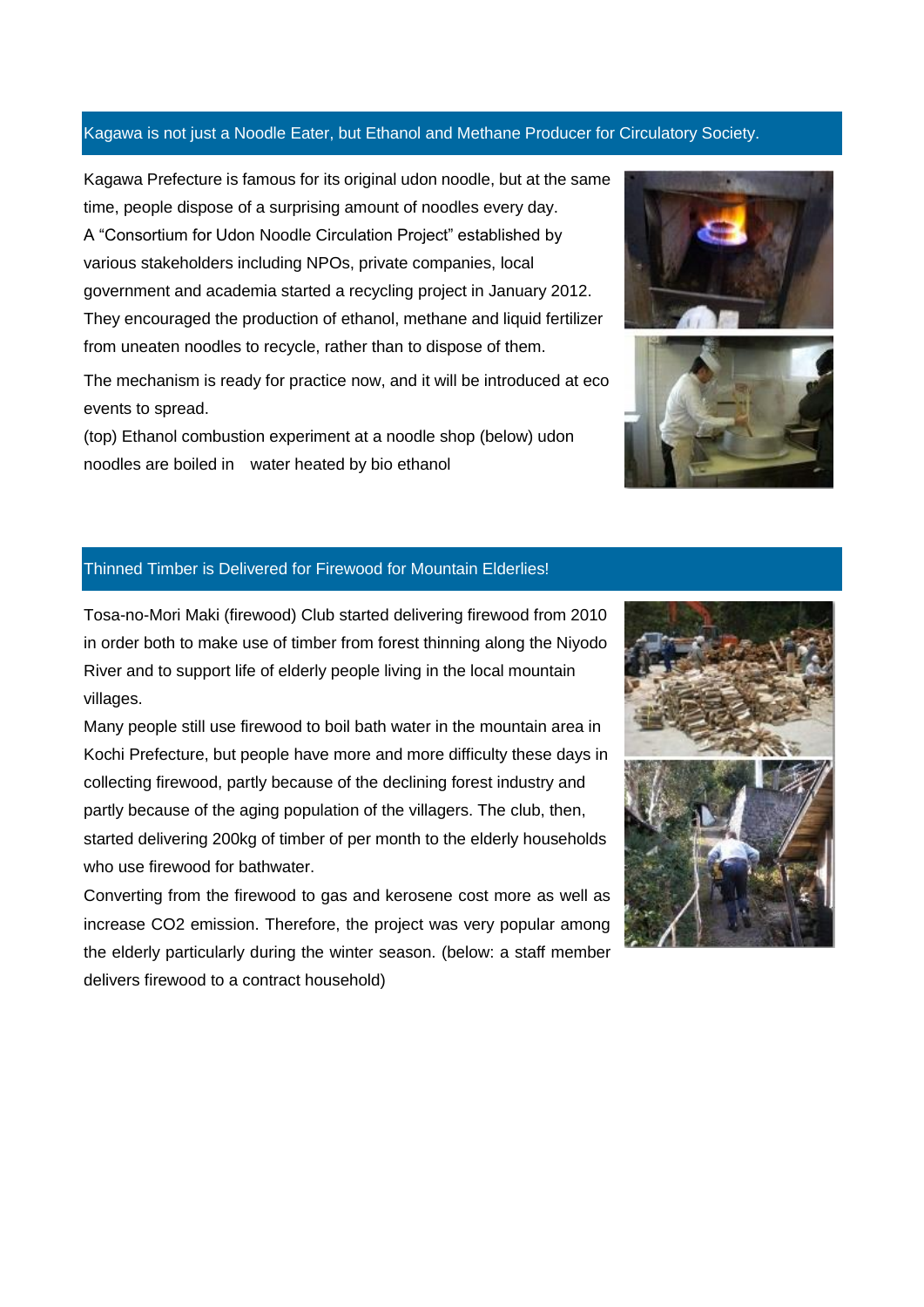## Kagawa is not just a Noodle Eater, but Ethanol and Methane Producer for Circulatory Society.

Kagawa Prefecture is famous for its original udon noodle, but at the same time, people dispose of a surprising amount of noodles every day.
A “Consortium for Udon Noodle Circulation Project” established by various stakeholders including NPOs, private companies, local government and academia started a recycling project in January 2012. They encouraged the production of ethanol, methane and liquid fertilizer from uneaten noodles to recycle, rather than to dispose of them.

The mechanism is ready for practice now, and it will be introduced at eco events to spread.
(top) Ethanol combustion experiment at a noodle shop (below) udon noodles are boiled in water heated by bio ethanol

## Thinned Timber is Delivered for Firewood for Mountain Elderlies!

Tosa-no-Mori Maki (firewood) Club started delivering firewood from 2010 in order both to make use of timber from forest thinning along the Niyodo River and to support life of elderly people living in the local mountain villages.
Many people still use firewood to boil bath water in the mountain area in Kochi Prefecture, but people have more and more difficulty these days in collecting firewood, partly because of the declining forest industry and partly because of the aging population of the villagers. The club, then, started delivering 200kg of timber of per month to the elderly households who use firewood for bathwater.
Converting from the firewood to gas and kerosene cost more as well as increase $CO_2$ emission. Therefore, the project was very popular among the elderly particularly during the winter season. (below: a staff member delivers firewood to a contract household)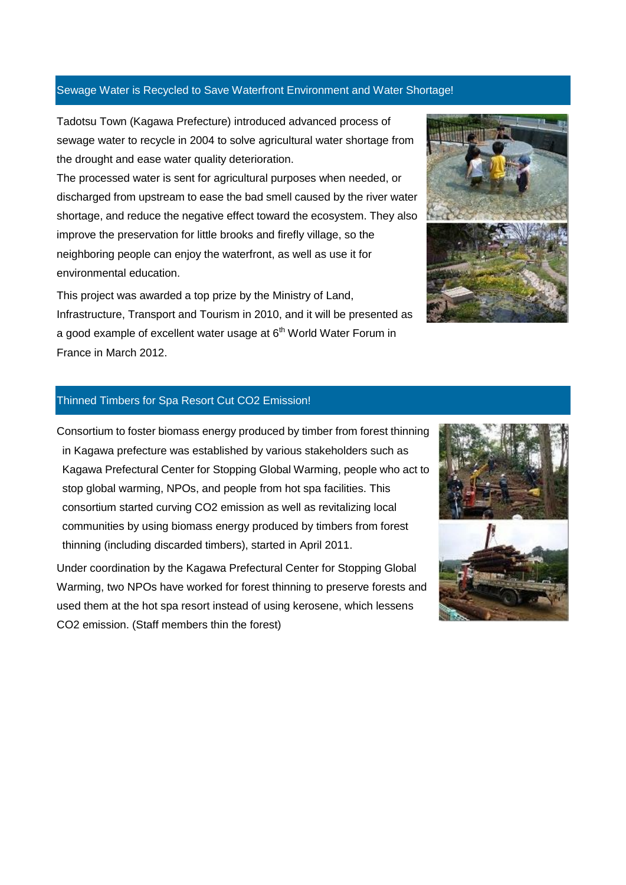## Sewage Water is Recycled to Save Waterfront Environment and Water Shortage!

Tadotsu Town (Kagawa Prefecture) introduced advanced process of sewage water to recycle in 2004 to solve agricultural water shortage from the drought and ease water quality deterioration.
The processed water is sent for agricultural purposes when needed, or discharged from upstream to ease the bad smell caused by the river water shortage, and reduce the negative effect toward the ecosystem. They also improve the preservation for little brooks and firefly village, so the neighboring people can enjoy the waterfront, as well as use it for environmental education.

This project was awarded a top prize by the Ministry of Land, Infrastructure, Transport and Tourism in 2010, and it will be presented as a good example of excellent water usage at 6th World Water Forum in France in March 2012.

## Thinned Timbers for Spa Resort Cut CO2 Emission!

Consortium to foster biomass energy produced by timber from forest thinning in Kagawa prefecture was established by various stakeholders such as Kagawa Prefectural Center for Stopping Global Warming, people who act to stop global warming, NPOs, and people from hot spa facilities. This consortium started curving $CO_2$ emission as well as revitalizing local communities by using biomass energy produced by timbers from forest thinning (including discarded timbers), started in April 2011.

Under coordination by the Kagawa Prefectural Center for Stopping Global Warming, two NPOs have worked for forest thinning to preserve forests and used them at the hot spa resort instead of using kerosene, which lessens $CO_2$ emission. (Staff members thin the forest)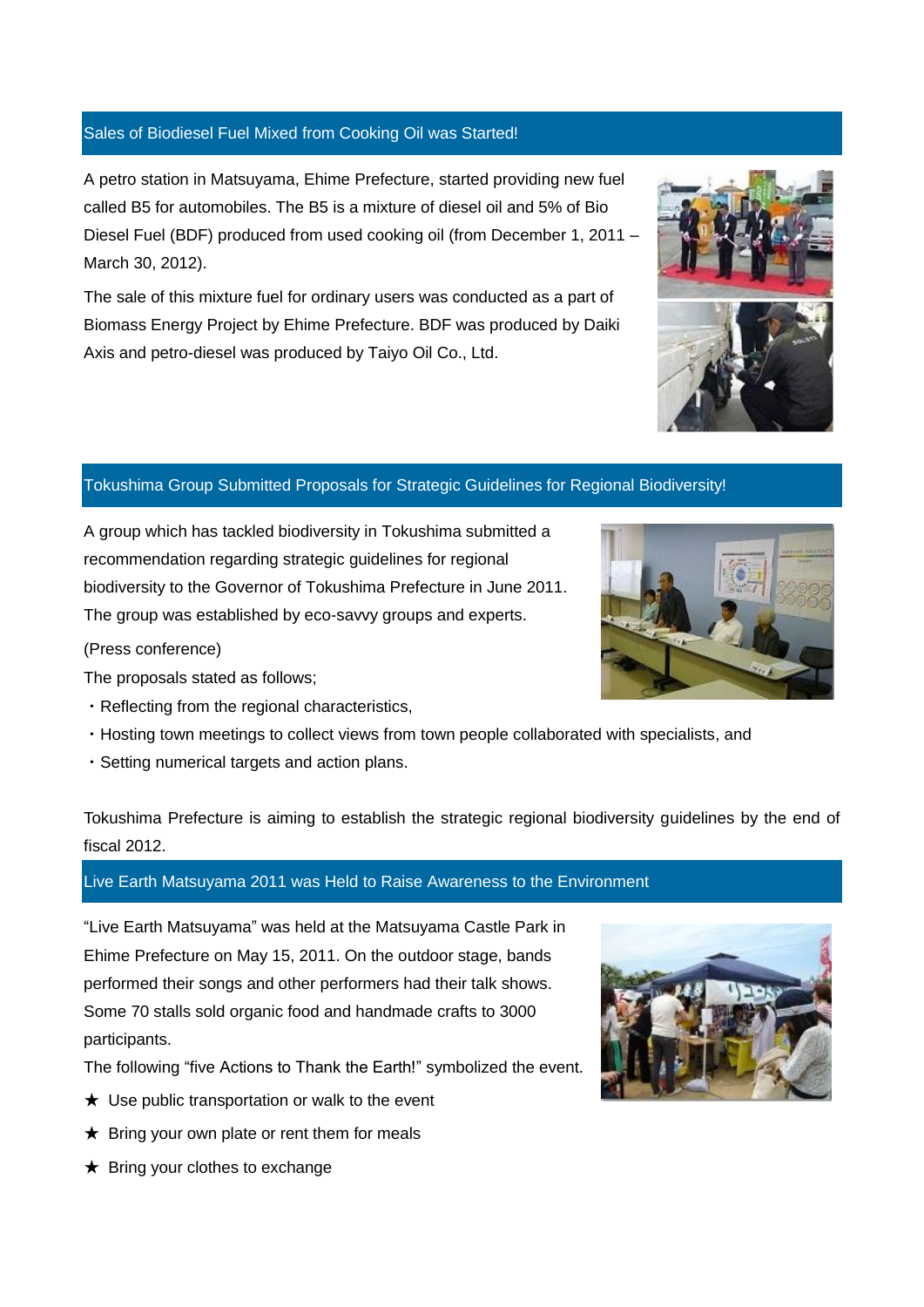## Sales of Biodiesel Fuel Mixed from Cooking Oil was Started!

A petro station in Matsuyama, Ehime Prefecture, started providing new fuel called B5 for automobiles. The B5 is a mixture of diesel oil and 5% of Bio Diesel Fuel (BDF) produced from used cooking oil (from December 1, 2011 – March 30, 2012).

The sale of this mixture fuel for ordinary users was conducted as a part of Biomass Energy Project by Ehime Prefecture. BDF was produced by Daiki Axis and petro-diesel was produced by Taiyo Oil Co., Ltd.

## Tokushima Group Submitted Proposals for Strategic Guidelines for Regional Biodiversity!

A group which has tackled biodiversity in Tokushima submitted a recommendation regarding strategic guidelines for regional biodiversity to the Governor of Tokushima Prefecture in June 2011. The group was established by eco-savvy groups and experts.

(Press conference)

The proposals stated as follows;

・Reflecting from the regional characteristics,

・Hosting town meetings to collect views from town people collaborated with specialists, and

・Setting numerical targets and action plans.

Tokushima Prefecture is aiming to establish the strategic regional biodiversity guidelines by the end of fiscal 2012.

## Live Earth Matsuyama 2011 was Held to Raise Awareness to the Environment

"Live Earth Matsuyama" was held at the Matsuyama Castle Park in Ehime Prefecture on May 15, 2011. On the outdoor stage, bands performed their songs and other performers had their talk shows. Some 70 stalls sold organic food and handmade crafts to 3000 participants.

The following "five Actions to Thank the Earth!" symbolized the event.

★ Use public transportation or walk to the event

★ Bring your own plate or rent them for meals

★ Bring your clothes to exchange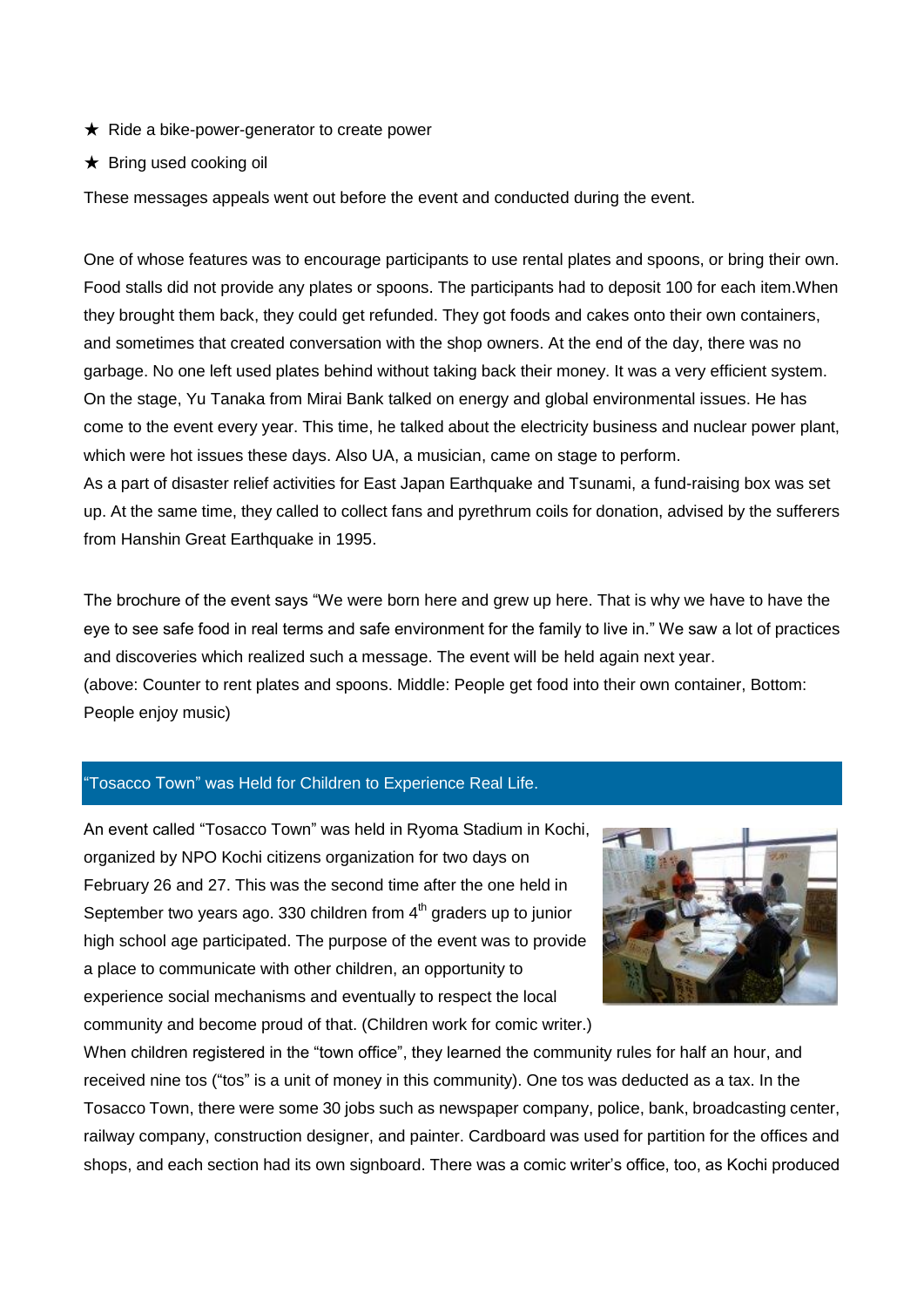★ Ride a bike-power-generator to create power

★ Bring used cooking oil

These messages appeals went out before the event and conducted during the event.

One of whose features was to encourage participants to use rental plates and spoons, or bring their own. Food stalls did not provide any plates or spoons. The participants had to deposit 100 for each item.When they brought them back, they could get refunded. They got foods and cakes onto their own containers, and sometimes that created conversation with the shop owners. At the end of the day, there was no garbage. No one left used plates behind without taking back their money. It was a very efficient system. On the stage, Yu Tanaka from Mirai Bank talked on energy and global environmental issues. He has come to the event every year. This time, he talked about the electricity business and nuclear power plant, which were hot issues these days. Also UA, a musician, came on stage to perform.
As a part of disaster relief activities for East Japan Earthquake and Tsunami, a fund-raising box was set up. At the same time, they called to collect fans and pyrethrum coils for donation, advised by the sufferers from Hanshin Great Earthquake in 1995.

The brochure of the event says "We were born here and grew up here. That is why we have to have the eye to see safe food in real terms and safe environment for the family to live in." We saw a lot of practices and discoveries which realized such a message. The event will be held again next year.
(above: Counter to rent plates and spoons. Middle: People get food into their own container, Bottom: People enjoy music)

## "Tosacco Town" was Held for Children to Experience Real Life.

An event called "Tosacco Town" was held in Ryoma Stadium in Kochi, organized by NPO Kochi citizens organization for two days on February 26 and 27. This was the second time after the one held in September two years ago. 330 children from 4th graders up to junior high school age participated. The purpose of the event was to provide a place to communicate with other children, an opportunity to experience social mechanisms and eventually to respect the local community and become proud of that. (Children work for comic writer.)
When children registered in the "town office", they learned the community rules for half an hour, and received nine tos ("tos" is a unit of money in this community). One tos was deducted as a tax. In the Tosacco Town, there were some 30 jobs such as newspaper company, police, bank, broadcasting center, railway company, construction designer, and painter. Cardboard was used for partition for the offices and shops, and each section had its own signboard. There was a comic writer's office, too, as Kochi produced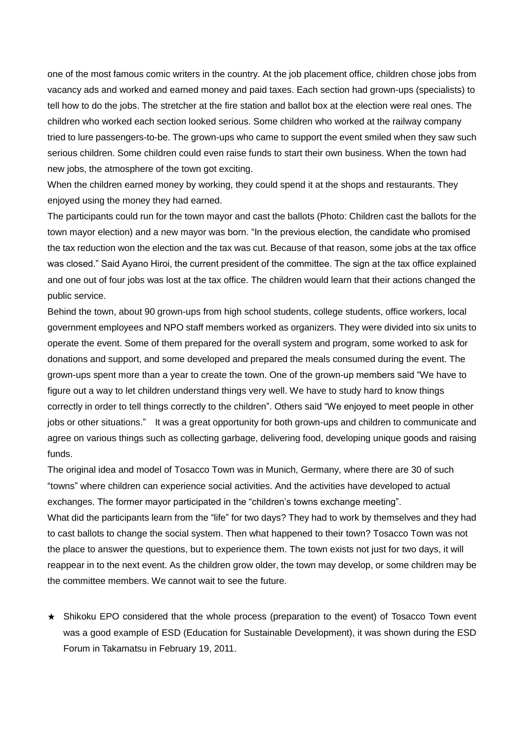one of the most famous comic writers in the country. At the job placement office, children chose jobs from vacancy ads and worked and earned money and paid taxes. Each section had grown-ups (specialists) to tell how to do the jobs. The stretcher at the fire station and ballot box at the election were real ones. The children who worked each section looked serious. Some children who worked at the railway company tried to lure passengers-to-be. The grown-ups who came to support the event smiled when they saw such serious children. Some children could even raise funds to start their own business. When the town had new jobs, the atmosphere of the town got exciting.

When the children earned money by working, they could spend it at the shops and restaurants. They enjoyed using the money they had earned.

The participants could run for the town mayor and cast the ballots (Photo: Children cast the ballots for the town mayor election) and a new mayor was born. "In the previous election, the candidate who promised the tax reduction won the election and the tax was cut. Because of that reason, some jobs at the tax office was closed." Said Ayano Hiroi, the current president of the committee. The sign at the tax office explained and one out of four jobs was lost at the tax office. The children would learn that their actions changed the public service.

Behind the town, about 90 grown-ups from high school students, college students, office workers, local government employees and NPO staff members worked as organizers. They were divided into six units to operate the event. Some of them prepared for the overall system and program, some worked to ask for donations and support, and some developed and prepared the meals consumed during the event. The grown-ups spent more than a year to create the town. One of the grown-up members said "We have to figure out a way to let children understand things very well. We have to study hard to know things correctly in order to tell things correctly to the children". Others said "We enjoyed to meet people in other jobs or other situations."　It was a great opportunity for both grown-ups and children to communicate and agree on various things such as collecting garbage, delivering food, developing unique goods and raising funds.

The original idea and model of Tosacco Town was in Munich, Germany, where there are 30 of such "towns" where children can experience social activities. And the activities have developed to actual exchanges. The former mayor participated in the "children's towns exchange meeting".

What did the participants learn from the "life" for two days? They had to work by themselves and they had to cast ballots to change the social system. Then what happened to their town? Tosacco Town was not the place to answer the questions, but to experience them. The town exists not just for two days, it will reappear in to the next event. As the children grow older, the town may develop, or some children may be the committee members. We cannot wait to see the future.

★ Shikoku EPO considered that the whole process (preparation to the event) of Tosacco Town event was a good example of ESD (Education for Sustainable Development), it was shown during the ESD Forum in Takamatsu in February 19, 2011.